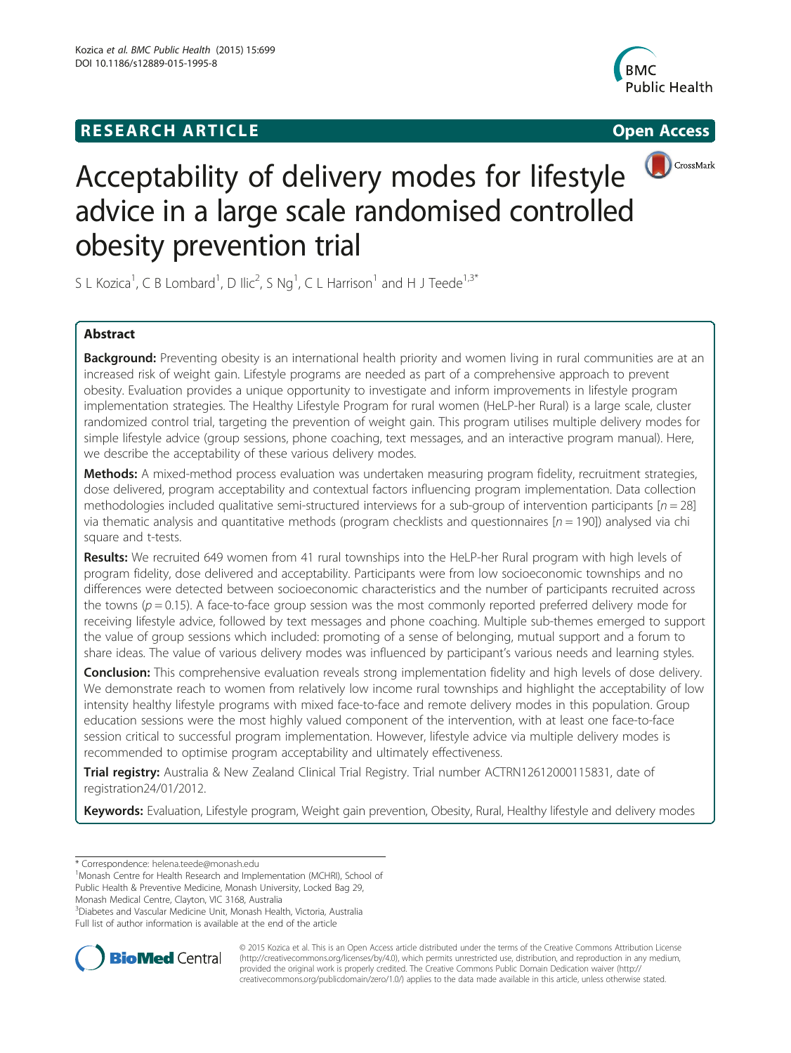**RESEARCH ARTICLE** **Open Access**

# Acceptability of delivery modes for lifestyle advice in a large scale randomised controlled obesity prevention trial

S L Kozica[1], C B Lombard[1], D Ilic[2], S Ng[1], C L Harrison[1] and H J Teede[1,3*]

## Abstract

**Background:** Preventing obesity is an international health priority and women living in rural communities are at an increased risk of weight gain. Lifestyle programs are needed as part of a comprehensive approach to prevent obesity. Evaluation provides a unique opportunity to investigate and inform improvements in lifestyle program implementation strategies. The Healthy Lifestyle Program for rural women (HeLP-her Rural) is a large scale, cluster randomized control trial, targeting the prevention of weight gain. This program utilises multiple delivery modes for simple lifestyle advice (group sessions, phone coaching, text messages, and an interactive program manual). Here, we describe the acceptability of these various delivery modes.

**Methods:** A mixed-method process evaluation was undertaken measuring program fidelity, recruitment strategies, dose delivered, program acceptability and contextual factors influencing program implementation. Data collection methodologies included qualitative semi-structured interviews for a sub-group of intervention participants [$n = 28$] via thematic analysis and quantitative methods (program checklists and questionnaires [$n = 190$]) analysed via chi square and t-tests.

**Results:** We recruited 649 women from 41 rural townships into the HeLP-her Rural program with high levels of program fidelity, dose delivered and acceptability. Participants were from low socioeconomic townships and no differences were detected between socioeconomic characteristics and the number of participants recruited across the towns ($p = 0.15$). A face-to-face group session was the most commonly reported preferred delivery mode for receiving lifestyle advice, followed by text messages and phone coaching. Multiple sub-themes emerged to support the value of group sessions which included: promoting of a sense of belonging, mutual support and a forum to share ideas. The value of various delivery modes was influenced by participant's various needs and learning styles.

**Conclusion:** This comprehensive evaluation reveals strong implementation fidelity and high levels of dose delivery. We demonstrate reach to women from relatively low income rural townships and highlight the acceptability of low intensity healthy lifestyle programs with mixed face-to-face and remote delivery modes in this population. Group education sessions were the most highly valued component of the intervention, with at least one face-to-face session critical to successful program implementation. However, lifestyle advice via multiple delivery modes is recommended to optimise program acceptability and ultimately effectiveness.

**Trial registry:** Australia & New Zealand Clinical Trial Registry. Trial number ACTRN12612000115831, date of registration24/01/2012.

**Keywords:** Evaluation, Lifestyle program, Weight gain prevention, Obesity, Rural, Healthy lifestyle and delivery modes

---

\* Correspondence: helena.teede@monash.edu
[1]Monash Centre for Health Research and Implementation (MCHRI), School of Public Health & Preventive Medicine, Monash University, Locked Bag 29, Monash Medical Centre, Clayton, VIC 3168, Australia
[3]Diabetes and Vascular Medicine Unit, Monash Health, Victoria, Australia
Full list of author information is available at the end of the article

© 2015 Kozica et al. This is an Open Access article distributed under the terms of the Creative Commons Attribution License (http://creativecommons.org/licenses/by/4.0), which permits unrestricted use, distribution, and reproduction in any medium, provided the original work is properly credited. The Creative Commons Public Domain Dedication waiver (http://creativecommons.org/publicdomain/zero/1.0/) applies to the data made available in this article, unless otherwise stated.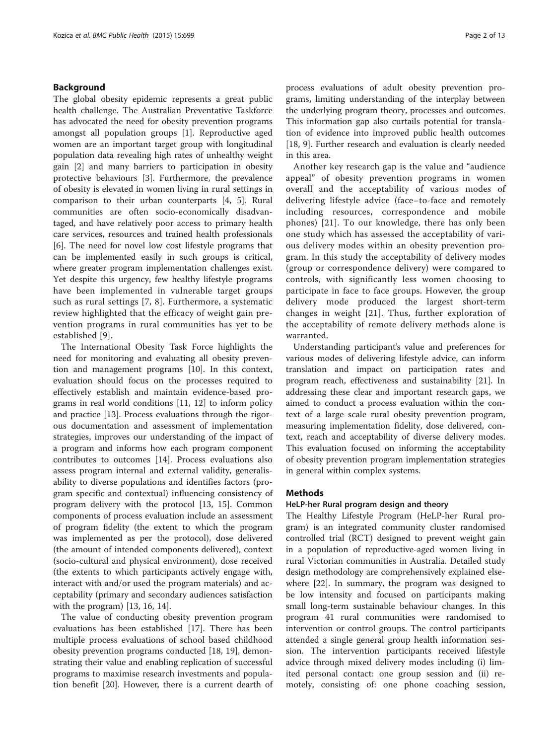## Background

The global obesity epidemic represents a great public health challenge. The Australian Preventative Taskforce has advocated the need for obesity prevention programs amongst all population groups [1]. Reproductive aged women are an important target group with longitudinal population data revealing high rates of unhealthy weight gain [2] and many barriers to participation in obesity protective behaviours [3]. Furthermore, the prevalence of obesity is elevated in women living in rural settings in comparison to their urban counterparts [4, 5]. Rural communities are often socio-economically disadvantaged, and have relatively poor access to primary health care services, resources and trained health professionals [6]. The need for novel low cost lifestyle programs that can be implemented easily in such groups is critical, where greater program implementation challenges exist. Yet despite this urgency, few healthy lifestyle programs have been implemented in vulnerable target groups such as rural settings [7, 8]. Furthermore, a systematic review highlighted that the efficacy of weight gain prevention programs in rural communities has yet to be established [9].

The International Obesity Task Force highlights the need for monitoring and evaluating all obesity prevention and management programs [10]. In this context, evaluation should focus on the processes required to effectively establish and maintain evidence-based programs in real world conditions [11, 12] to inform policy and practice [13]. Process evaluations through the rigorous documentation and assessment of implementation strategies, improves our understanding of the impact of a program and informs how each program component contributes to outcomes [14]. Process evaluations also assess program internal and external validity, generalisability to diverse populations and identifies factors (program specific and contextual) influencing consistency of program delivery with the protocol [13, 15]. Common components of process evaluation include an assessment of program fidelity (the extent to which the program was implemented as per the protocol), dose delivered (the amount of intended components delivered), context (socio-cultural and physical environment), dose received (the extents to which participants actively engage with, interact with and/or used the program materials) and acceptability (primary and secondary audiences satisfaction with the program) [13, 16, 14].

The value of conducting obesity prevention program evaluations has been established [17]. There has been multiple process evaluations of school based childhood obesity prevention programs conducted [18, 19], demonstrating their value and enabling replication of successful programs to maximise research investments and population benefit [20]. However, there is a current dearth of process evaluations of adult obesity prevention programs, limiting understanding of the interplay between the underlying program theory, processes and outcomes. This information gap also curtails potential for translation of evidence into improved public health outcomes [18, 9]. Further research and evaluation is clearly needed in this area.

Another key research gap is the value and "audience appeal" of obesity prevention programs in women overall and the acceptability of various modes of delivering lifestyle advice (face–to-face and remotely including resources, correspondence and mobile phones) [21]. To our knowledge, there has only been one study which has assessed the acceptability of various delivery modes within an obesity prevention program. In this study the acceptability of delivery modes (group or correspondence delivery) were compared to controls, with significantly less women choosing to participate in face to face groups. However, the group delivery mode produced the largest short-term changes in weight [21]. Thus, further exploration of the acceptability of remote delivery methods alone is warranted.

Understanding participant's value and preferences for various modes of delivering lifestyle advice, can inform translation and impact on participation rates and program reach, effectiveness and sustainability [21]. In addressing these clear and important research gaps, we aimed to conduct a process evaluation within the context of a large scale rural obesity prevention program, measuring implementation fidelity, dose delivered, context, reach and acceptability of diverse delivery modes. This evaluation focused on informing the acceptability of obesity prevention program implementation strategies in general within complex systems.

## Methods

### HeLP-her Rural program design and theory

The Healthy Lifestyle Program (HeLP-her Rural program) is an integrated community cluster randomised controlled trial (RCT) designed to prevent weight gain in a population of reproductive-aged women living in rural Victorian communities in Australia. Detailed study design methodology are comprehensively explained elsewhere [22]. In summary, the program was designed to be low intensity and focused on participants making small long-term sustainable behaviour changes. In this program 41 rural communities were randomised to intervention or control groups. The control participants attended a single general group health information session. The intervention participants received lifestyle advice through mixed delivery modes including (i) limited personal contact: one group session and (ii) remotely, consisting of: one phone coaching session,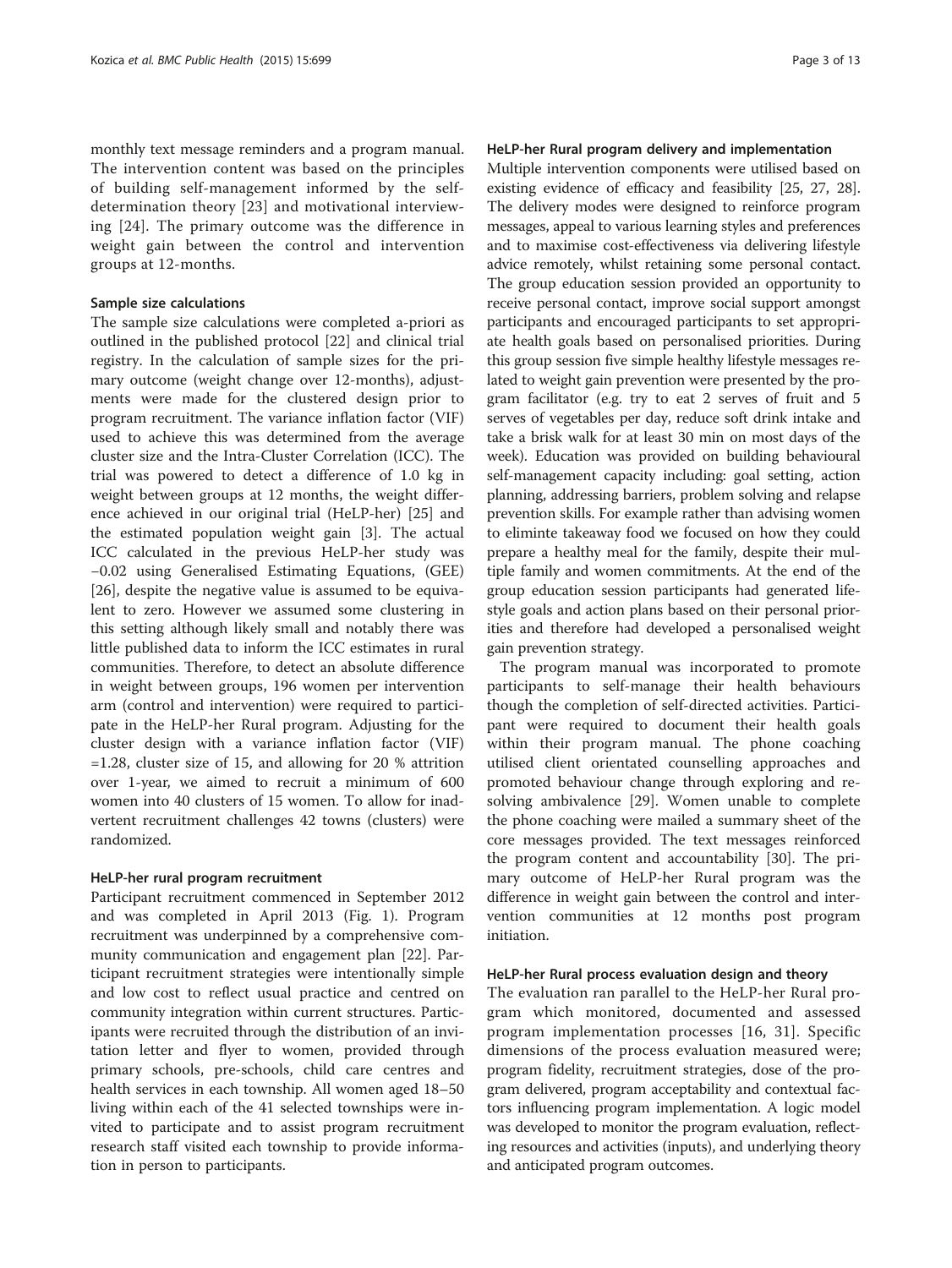monthly text message reminders and a program manual. The intervention content was based on the principles of building self-management informed by the self-determination theory [23] and motivational interviewing [24]. The primary outcome was the difference in weight gain between the control and intervention groups at 12-months.

### Sample size calculations

The sample size calculations were completed a-priori as outlined in the published protocol [22] and clinical trial registry. In the calculation of sample sizes for the primary outcome (weight change over 12-months), adjustments were made for the clustered design prior to program recruitment. The variance inflation factor (VIF) used to achieve this was determined from the average cluster size and the Intra-Cluster Correlation (ICC). The trial was powered to detect a difference of 1.0 kg in weight between groups at 12 months, the weight difference achieved in our original trial (HeLP-her) [25] and the estimated population weight gain [3]. The actual ICC calculated in the previous HeLP-her study was −0.02 using Generalised Estimating Equations, (GEE) [26], despite the negative value is assumed to be equivalent to zero. However we assumed some clustering in this setting although likely small and notably there was little published data to inform the ICC estimates in rural communities. Therefore, to detect an absolute difference in weight between groups, 196 women per intervention arm (control and intervention) were required to participate in the HeLP-her Rural program. Adjusting for the cluster design with a variance inflation factor (VIF) =1.28, cluster size of 15, and allowing for 20 % attrition over 1-year, we aimed to recruit a minimum of 600 women into 40 clusters of 15 women. To allow for inadvertent recruitment challenges 42 towns (clusters) were randomized.

### HeLP-her rural program recruitment

Participant recruitment commenced in September 2012 and was completed in April 2013 (Fig. 1). Program recruitment was underpinned by a comprehensive community communication and engagement plan [22]. Participant recruitment strategies were intentionally simple and low cost to reflect usual practice and centred on community integration within current structures. Participants were recruited through the distribution of an invitation letter and flyer to women, provided through primary schools, pre-schools, child care centres and health services in each township. All women aged 18–50 living within each of the 41 selected townships were invited to participate and to assist program recruitment research staff visited each township to provide information in person to participants.

### HeLP-her Rural program delivery and implementation

Multiple intervention components were utilised based on existing evidence of efficacy and feasibility [25, 27, 28]. The delivery modes were designed to reinforce program messages, appeal to various learning styles and preferences and to maximise cost-effectiveness via delivering lifestyle advice remotely, whilst retaining some personal contact. The group education session provided an opportunity to receive personal contact, improve social support amongst participants and encouraged participants to set appropriate health goals based on personalised priorities. During this group session five simple healthy lifestyle messages related to weight gain prevention were presented by the program facilitator (e.g. try to eat 2 serves of fruit and 5 serves of vegetables per day, reduce soft drink intake and take a brisk walk for at least 30 min on most days of the week). Education was provided on building behavioural self-management capacity including: goal setting, action planning, addressing barriers, problem solving and relapse prevention skills. For example rather than advising women to eliminte takeaway food we focused on how they could prepare a healthy meal for the family, despite their multiple family and women commitments. At the end of the group education session participants had generated lifestyle goals and action plans based on their personal priorities and therefore had developed a personalised weight gain prevention strategy.

The program manual was incorporated to promote participants to self-manage their health behaviours though the completion of self-directed activities. Participant were required to document their health goals within their program manual. The phone coaching utilised client orientated counselling approaches and promoted behaviour change through exploring and resolving ambivalence [29]. Women unable to complete the phone coaching were mailed a summary sheet of the core messages provided. The text messages reinforced the program content and accountability [30]. The primary outcome of HeLP-her Rural program was the difference in weight gain between the control and intervention communities at 12 months post program initiation.

### HeLP-her Rural process evaluation design and theory

The evaluation ran parallel to the HeLP-her Rural program which monitored, documented and assessed program implementation processes [16, 31]. Specific dimensions of the process evaluation measured were; program fidelity, recruitment strategies, dose of the program delivered, program acceptability and contextual factors influencing program implementation. A logic model was developed to monitor the program evaluation, reflecting resources and activities (inputs), and underlying theory and anticipated program outcomes.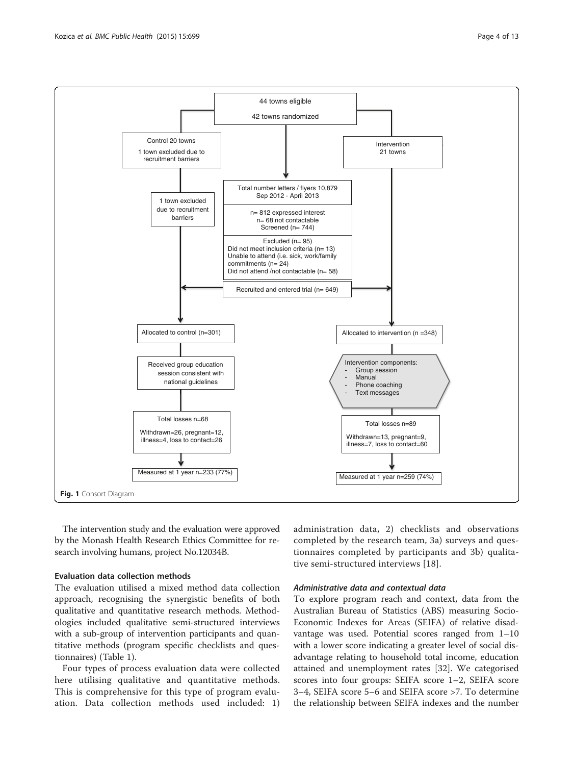44 towns eligible

42 towns randomized

Control 20 towns

1 town excluded due to recruitment barriers

Intervention 21 towns

1 town excluded due to recruitment barriers

Total number letters / flyers 10,879 Sep 2012 - April 2013

n= 812 expressed interest
n= 68 not contactable
Screened (n= 744)

Excluded (n= 95)
Did not meet inclusion criteria (n= 13)
Unable to attend (i.e. sick, work/family commitments (n= 24)
Did not attend /not contactable (n= 58)

Recruited and entered trial (n= 649)

Allocated to control (n=301)

Allocated to intervention (n =348)

Received group education session consistent with national guidelines

Intervention components:
- Group session
- Manual
- Phone coaching
- Text messages

Total losses n=68

Withdrawn=26, pregnant=12, illness=4, loss to contact=26

Total losses n=89

Withdrawn=13, pregnant=9, illness=7, loss to contact=60

Measured at 1 year n=233 (77%)

Measured at 1 year n=259 (74%)

**Fig. 1** Consort Diagram

The intervention study and the evaluation were approved by the Monash Health Research Ethics Committee for research involving humans, project No.12034B.

### Evaluation data collection methods

The evaluation utilised a mixed method data collection approach, recognising the synergistic benefits of both qualitative and quantitative research methods. Methodologies included qualitative semi-structured interviews with a sub-group of intervention participants and quantitative methods (program specific checklists and questionnaires) (Table 1).

Four types of process evaluation data were collected here utilising qualitative and quantitative methods. This is comprehensive for this type of program evaluation. Data collection methods used included: 1) administration data, 2) checklists and observations completed by the research team, 3a) surveys and questionnaires completed by participants and 3b) qualitative semi-structured interviews [18].

#### *Administrative data and contextual data*

To explore program reach and context, data from the Australian Bureau of Statistics (ABS) measuring Socio-Economic Indexes for Areas (SEIFA) of relative disadvantage was used. Potential scores ranged from 1–10 with a lower score indicating a greater level of social disadvantage relating to household total income, education attained and unemployment rates [32]. We categorised scores into four groups: SEIFA score 1–2, SEIFA score 3–4, SEIFA score 5–6 and SEIFA score >7. To determine the relationship between SEIFA indexes and the number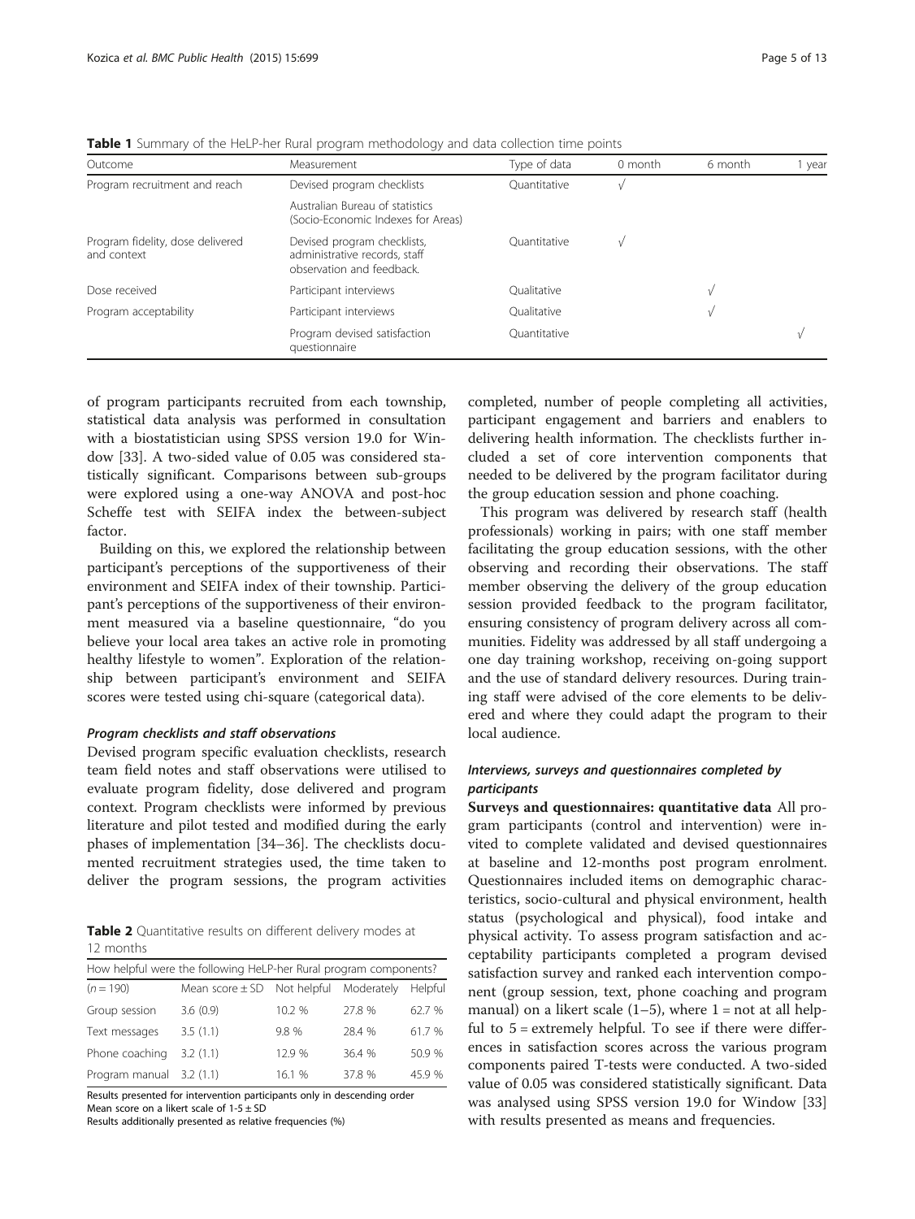**Table 1** Summary of the HeLP-her Rural program methodology and data collection time points

| Outcome | Measurement | Type of data | 0 month | 6 month | 1 year |
|---|---|---|---|---|---|
| Program recruitment and reach | Devised program checklists | Quantitative | √ | | |
| | Australian Bureau of statistics (Socio-Economic Indexes for Areas) | | | | |
| Program fidelity, dose delivered and context | Devised program checklists, administrative records, staff observation and feedback. | Quantitative | √ | | |
| Dose received | Participant interviews | Qualitative | | √ | |
| Program acceptability | Participant interviews | Qualitative | | √ | |
| | Program devised satisfaction questionnaire | Quantitative | | | √ |

of program participants recruited from each township, statistical data analysis was performed in consultation with a biostatistician using SPSS version 19.0 for Window [33]. A two-sided value of 0.05 was considered statistically significant. Comparisons between sub-groups were explored using a one-way ANOVA and post-hoc Scheffe test with SEIFA index the between-subject factor.

Building on this, we explored the relationship between participant's perceptions of the supportiveness of their environment and SEIFA index of their township. Participant's perceptions of the supportiveness of their environment measured via a baseline questionnaire, "do you believe your local area takes an active role in promoting healthy lifestyle to women". Exploration of the relationship between participant's environment and SEIFA scores were tested using chi-square (categorical data).

#### *Program checklists and staff observations*

Devised program specific evaluation checklists, research team field notes and staff observations were utilised to evaluate program fidelity, dose delivered and program context. Program checklists were informed by previous literature and pilot tested and modified during the early phases of implementation [34–36]. The checklists documented recruitment strategies used, the time taken to deliver the program sessions, the program activities completed, number of people completing all activities, participant engagement and barriers and enablers to delivering health information. The checklists further included a set of core intervention components that needed to be delivered by the program facilitator during the group education session and phone coaching.

This program was delivered by research staff (health professionals) working in pairs; with one staff member facilitating the group education sessions, with the other observing and recording their observations. The staff member observing the delivery of the group education session provided feedback to the program facilitator, ensuring consistency of program delivery across all communities. Fidelity was addressed by all staff undergoing a one day training workshop, receiving on-going support and the use of standard delivery resources. During training staff were advised of the core elements to be delivered and where they could adapt the program to their local audience.

**Table 2** Quantitative results on different delivery modes at 12 months

| How helpful were the following HeLP-her Rural program components? | | | | |
|---|---|---|---|---|
| ($n = 190$) | Mean score ± SD | Not helpful | Moderately | Helpful |
| Group session | 3.6 (0.9) | 10.2 % | 27.8 % | 62.7 % |
| Text messages | 3.5 (1.1) | 9.8 % | 28.4 % | 61.7 % |
| Phone coaching | 3.2 (1.1) | 12.9 % | 36.4 % | 50.9 % |
| Program manual | 3.2 (1.1) | 16.1 % | 37.8 % | 45.9 % |

Results presented for intervention participants only in descending order
Mean score on a likert scale of 1-5 ± SD
Results additionally presented as relative frequencies (%)

#### *Interviews, surveys and questionnaires completed by participants*

**Surveys and questionnaires: quantitative data** All program participants (control and intervention) were invited to complete validated and devised questionnaires at baseline and 12-months post program enrolment. Questionnaires included items on demographic characteristics, socio-cultural and physical environment, health status (psychological and physical), food intake and physical activity. To assess program satisfaction and acceptability participants completed a program devised satisfaction survey and ranked each intervention component (group session, text, phone coaching and program manual) on a likert scale (1–5), where 1 = not at all helpful to 5 = extremely helpful. To see if there were differences in satisfaction scores across the various program components paired T-tests were conducted. A two-sided value of 0.05 was considered statistically significant. Data was analysed using SPSS version 19.0 for Window [33] with results presented as means and frequencies.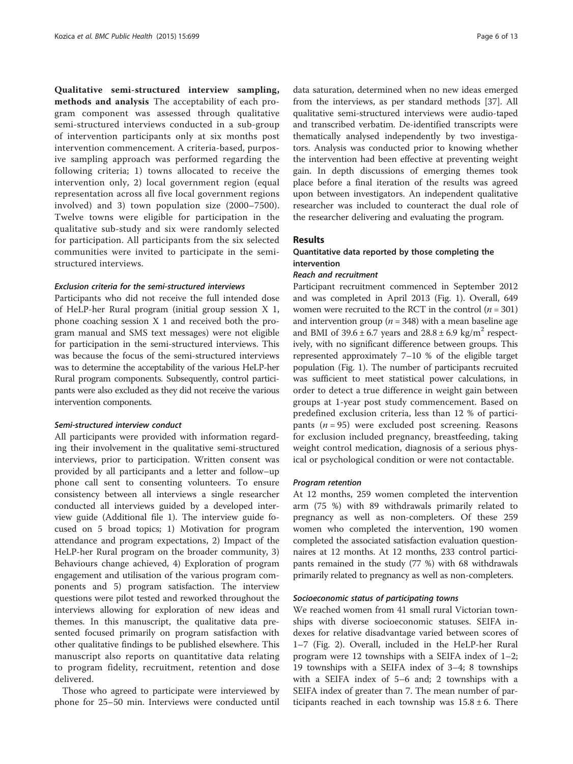**Qualitative semi-structured interview sampling, methods and analysis** The acceptability of each program component was assessed through qualitative semi-structured interviews conducted in a sub-group of intervention participants only at six months post intervention commencement. A criteria-based, purposive sampling approach was performed regarding the following criteria; 1) towns allocated to receive the intervention only, 2) local government region (equal representation across all five local government regions involved) and 3) town population size (2000–7500). Twelve towns were eligible for participation in the qualitative sub-study and six were randomly selected for participation. All participants from the six selected communities were invited to participate in the semi-structured interviews.

#### *Exclusion criteria for the semi-structured interviews*

Participants who did not receive the full intended dose of HeLP-her Rural program (initial group session X 1, phone coaching session X 1 and received both the program manual and SMS text messages) were not eligible for participation in the semi-structured interviews. This was because the focus of the semi-structured interviews was to determine the acceptability of the various HeLP-her Rural program components. Subsequently, control participants were also excluded as they did not receive the various intervention components.

#### *Semi-structured interview conduct*

All participants were provided with information regarding their involvement in the qualitative semi-structured interviews, prior to participation. Written consent was provided by all participants and a letter and follow–up phone call sent to consenting volunteers. To ensure consistency between all interviews a single researcher conducted all interviews guided by a developed interview guide (Additional file 1). The interview guide focused on 5 broad topics; 1) Motivation for program attendance and program expectations, 2) Impact of the HeLP-her Rural program on the broader community, 3) Behaviours change achieved, 4) Exploration of program engagement and utilisation of the various program components and 5) program satisfaction. The interview questions were pilot tested and reworked throughout the interviews allowing for exploration of new ideas and themes. In this manuscript, the qualitative data presented focused primarily on program satisfaction with other qualitative findings to be published elsewhere. This manuscript also reports on quantitative data relating to program fidelity, recruitment, retention and dose delivered.

Those who agreed to participate were interviewed by phone for 25–50 min. Interviews were conducted until data saturation, determined when no new ideas emerged from the interviews, as per standard methods [37]. All qualitative semi-structured interviews were audio-taped and transcribed verbatim. De-identified transcripts were thematically analysed independently by two investigators. Analysis was conducted prior to knowing whether the intervention had been effective at preventing weight gain. In depth discussions of emerging themes took place before a final iteration of the results was agreed upon between investigators. An independent qualitative researcher was included to counteract the dual role of the researcher delivering and evaluating the program.

## Results

### Quantitative data reported by those completing the intervention

#### *Reach and recruitment*

Participant recruitment commenced in September 2012 and was completed in April 2013 (Fig. 1). Overall, 649 women were recruited to the RCT in the control ($n = 301$) and intervention group ($n = 348$) with a mean baseline age and BMI of $39.6 \pm 6.7$ years and $28.8 \pm 6.9$ kg/m$^2$ respectively, with no significant difference between groups. This represented approximately 7–10 % of the eligible target population (Fig. 1). The number of participants recruited was sufficient to meet statistical power calculations, in order to detect a true difference in weight gain between groups at 1-year post study commencement. Based on predefined exclusion criteria, less than 12 % of participants ($n = 95$) were excluded post screening. Reasons for exclusion included pregnancy, breastfeeding, taking weight control medication, diagnosis of a serious physical or psychological condition or were not contactable.

#### *Program retention*

At 12 months, 259 women completed the intervention arm (75 %) with 89 withdrawals primarily related to pregnancy as well as non-completers. Of these 259 women who completed the intervention, 190 women completed the associated satisfaction evaluation questionnaires at 12 months. At 12 months, 233 control participants remained in the study (77 %) with 68 withdrawals primarily related to pregnancy as well as non-completers.

#### *Socioeconomic status of participating towns*

We reached women from 41 small rural Victorian townships with diverse socioeconomic statuses. SEIFA indexes for relative disadvantage varied between scores of 1–7 (Fig. 2). Overall, included in the HeLP-her Rural program were 12 townships with a SEIFA index of 1–2; 19 townships with a SEIFA index of 3–4; 8 townships with a SEIFA index of 5–6 and; 2 townships with a SEIFA index of greater than 7. The mean number of participants reached in each township was $15.8 \pm 6$. There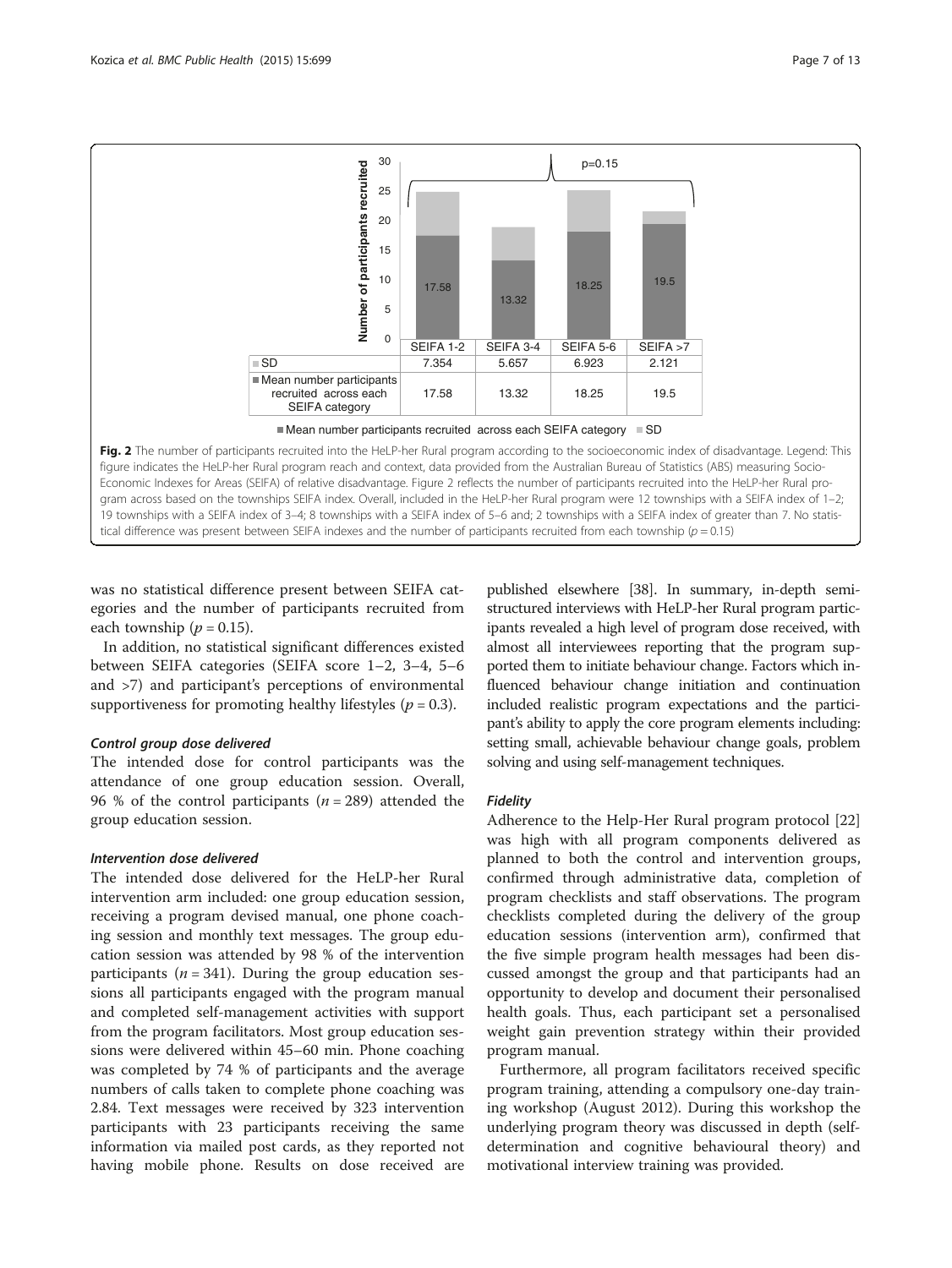| | SEIFA 1-2 | SEIFA 3-4 | SEIFA 5-6 | SEIFA >7 |
|---|---|---|---|---|
| SD | 7.354 | 5.657 | 6.923 | 2.121 |
| Mean number participants recruited across each SEIFA category | 17.58 | 13.32 | 18.25 | 19.5 |

**Fig. 2** The number of participants recruited into the HeLP-her Rural program according to the socioeconomic index of disadvantage. Legend: This figure indicates the HeLP-her Rural program reach and context, data provided from the Australian Bureau of Statistics (ABS) measuring Socio-Economic Indexes for Areas (SEIFA) of relative disadvantage. Figure 2 reflects the number of participants recruited into the HeLP-her Rural program across based on the townships SEIFA index. Overall, included in the HeLP-her Rural program were 12 townships with a SEIFA index of 1–2; 19 townships with a SEIFA index of 3–4; 8 townships with a SEIFA index of 5–6 and; 2 townships with a SEIFA index of greater than 7. No statistical difference was present between SEIFA indexes and the number of participants recruited from each township ($p = 0.15$)

was no statistical difference present between SEIFA categories and the number of participants recruited from each township ($p = 0.15$).

In addition, no statistical significant differences existed between SEIFA categories (SEIFA score 1–2, 3–4, 5–6 and >7) and participant's perceptions of environmental supportiveness for promoting healthy lifestyles ($p = 0.3$).

#### *Control group dose delivered*

The intended dose for control participants was the attendance of one group education session. Overall, 96 % of the control participants ($n = 289$) attended the group education session.

#### *Intervention dose delivered*

The intended dose delivered for the HeLP-her Rural intervention arm included: one group education session, receiving a program devised manual, one phone coaching session and monthly text messages. The group education session was attended by 98 % of the intervention participants ($n = 341$). During the group education sessions all participants engaged with the program manual and completed self-management activities with support from the program facilitators. Most group education sessions were delivered within 45–60 min. Phone coaching was completed by 74 % of participants and the average numbers of calls taken to complete phone coaching was 2.84. Text messages were received by 323 intervention participants with 23 participants receiving the same information via mailed post cards, as they reported not having mobile phone. Results on dose received are published elsewhere [38]. In summary, in-depth semi-structured interviews with HeLP-her Rural program participants revealed a high level of program dose received, with almost all interviewees reporting that the program supported them to initiate behaviour change. Factors which influenced behaviour change initiation and continuation included realistic program expectations and the participant's ability to apply the core program elements including: setting small, achievable behaviour change goals, problem solving and using self-management techniques.

#### *Fidelity*

Adherence to the Help-Her Rural program protocol [22] was high with all program components delivered as planned to both the control and intervention groups, confirmed through administrative data, completion of program checklists and staff observations. The program checklists completed during the delivery of the group education sessions (intervention arm), confirmed that the five simple program health messages had been discussed amongst the group and that participants had an opportunity to develop and document their personalised health goals. Thus, each participant set a personalised weight gain prevention strategy within their provided program manual.

Furthermore, all program facilitators received specific program training, attending a compulsory one-day training workshop (August 2012). During this workshop the underlying program theory was discussed in depth (self-determination and cognitive behavioural theory) and motivational interview training was provided.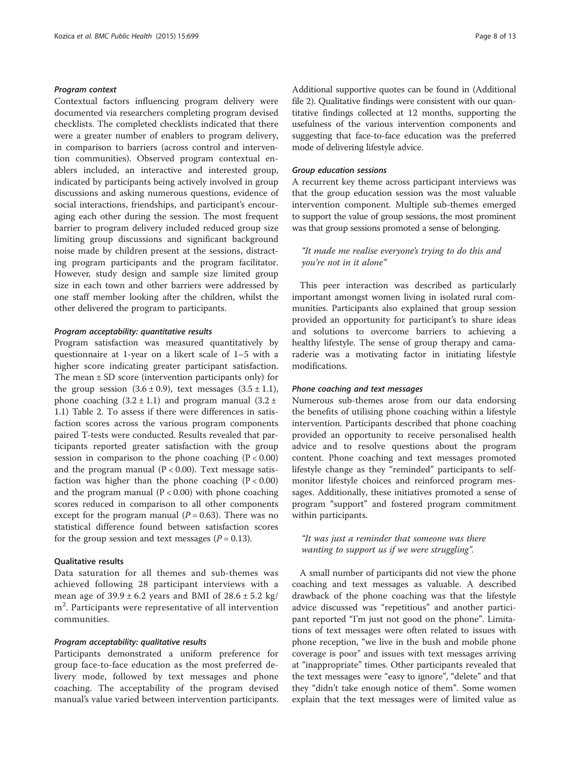#### *Program context*

Contextual factors influencing program delivery were documented via researchers completing program devised checklists. The completed checklists indicated that there were a greater number of enablers to program delivery, in comparison to barriers (across control and intervention communities). Observed program contextual enablers included, an interactive and interested group, indicated by participants being actively involved in group discussions and asking numerous questions, evidence of social interactions, friendships, and participant's encouraging each other during the session. The most frequent barrier to program delivery included reduced group size limiting group discussions and significant background noise made by children present at the sessions, distracting program participants and the program facilitator. However, study design and sample size limited group size in each town and other barriers were addressed by one staff member looking after the children, whilst the other delivered the program to participants.

#### *Program acceptability: quantitative results*

Program satisfaction was measured quantitatively by questionnaire at 1-year on a likert scale of 1–5 with a higher score indicating greater participant satisfaction. The mean ± SD score (intervention participants only) for the group session (3.6 ± 0.9), text messages (3.5 ± 1.1), phone coaching (3.2 ± 1.1) and program manual (3.2 ± 1.1) Table 2. To assess if there were differences in satisfaction scores across the various program components paired T-tests were conducted. Results revealed that participants reported greater satisfaction with the group session in comparison to the phone coaching ($P < 0.00$) and the program manual ($P < 0.00$). Text message satisfaction was higher than the phone coaching ($P < 0.00$) and the program manual ($P < 0.00$) with phone coaching scores reduced in comparison to all other components except for the program manual ($P = 0.63$). There was no statistical difference found between satisfaction scores for the group session and text messages ($P = 0.13$).

### Qualitative results

Data saturation for all themes and sub-themes was achieved following 28 participant interviews with a mean age of 39.9 ± 6.2 years and BMI of 28.6 ± 5.2 kg/m$^2$. Participants were representative of all intervention communities.

#### *Program acceptability: qualitative results*

Participants demonstrated a uniform preference for group face-to-face education as the most preferred delivery mode, followed by text messages and phone coaching. The acceptability of the program devised manual's value varied between intervention participants. Additional supportive quotes can be found in (Additional file 2). Qualitative findings were consistent with our quantitative findings collected at 12 months, supporting the usefulness of the various intervention components and suggesting that face-to-face education was the preferred mode of delivering lifestyle advice.

#### *Group education sessions*

A recurrent key theme across participant interviews was that the group education session was the most valuable intervention component. Multiple sub-themes emerged to support the value of group sessions, the most prominent was that group sessions promoted a sense of belonging.

> *"It made me realise everyone's trying to do this and you're not in it alone"*

This peer interaction was described as particularly important amongst women living in isolated rural communities. Participants also explained that group session provided an opportunity for participant's to share ideas and solutions to overcome barriers to achieving a healthy lifestyle. The sense of group therapy and camaraderie was a motivating factor in initiating lifestyle modifications.

#### *Phone coaching and text messages*

Numerous sub-themes arose from our data endorsing the benefits of utilising phone coaching within a lifestyle intervention. Participants described that phone coaching provided an opportunity to receive personalised health advice and to resolve questions about the program content. Phone coaching and text messages promoted lifestyle change as they "reminded" participants to self-monitor lifestyle choices and reinforced program messages. Additionally, these initiatives promoted a sense of program "support" and fostered program commitment within participants.

> *"It was just a reminder that someone was there wanting to support us if we were struggling".*

A small number of participants did not view the phone coaching and text messages as valuable. A described drawback of the phone coaching was that the lifestyle advice discussed was "repetitious" and another participant reported "I'm just not good on the phone". Limitations of text messages were often related to issues with phone reception, "we live in the bush and mobile phone coverage is poor" and issues with text messages arriving at "inappropriate" times. Other participants revealed that the text messages were "easy to ignore", "delete" and that they "didn't take enough notice of them". Some women explain that the text messages were of limited value as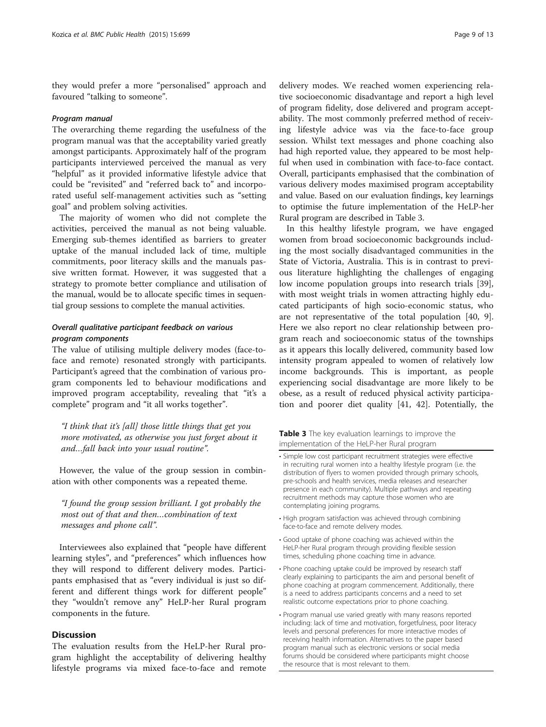they would prefer a more "personalised" approach and favoured "talking to someone".

#### *Program manual*

The overarching theme regarding the usefulness of the program manual was that the acceptability varied greatly amongst participants. Approximately half of the program participants interviewed perceived the manual as very "helpful" as it provided informative lifestyle advice that could be "revisited" and "referred back to" and incorporated useful self-management activities such as "setting goal" and problem solving activities.

The majority of women who did not complete the activities, perceived the manual as not being valuable. Emerging sub-themes identified as barriers to greater uptake of the manual included lack of time, multiple commitments, poor literacy skills and the manuals passive written format. However, it was suggested that a strategy to promote better compliance and utilisation of the manual, would be to allocate specific times in sequential group sessions to complete the manual activities.

#### *Overall qualitative participant feedback on various program components*

The value of utilising multiple delivery modes (face-to-face and remote) resonated strongly with participants. Participant's agreed that the combination of various program components led to behaviour modifications and improved program acceptability, revealing that "it's a complete" program and "it all works together".

> *"I think that it's [all] those little things that get you more motivated, as otherwise you just forget about it and…fall back into your usual routine".*

However, the value of the group session in combination with other components was a repeated theme.

> *"I found the group session brilliant. I got probably the most out of that and then…combination of text messages and phone call".*

Interviewees also explained that "people have different learning styles", and "preferences" which influences how they will respond to different delivery modes. Participants emphasised that as "every individual is just so different and different things work for different people" they "wouldn't remove any" HeLP-her Rural program components in the future.

## Discussion

The evaluation results from the HeLP-her Rural program highlight the acceptability of delivering healthy lifestyle programs via mixed face-to-face and remote delivery modes. We reached women experiencing relative socioeconomic disadvantage and report a high level of program fidelity, dose delivered and program acceptability. The most commonly preferred method of receiving lifestyle advice was via the face-to-face group session. Whilst text messages and phone coaching also had high reported value, they appeared to be most helpful when used in combination with face-to-face contact. Overall, participants emphasised that the combination of various delivery modes maximised program acceptability and value. Based on our evaluation findings, key learnings to optimise the future implementation of the HeLP-her Rural program are described in Table 3.

In this healthy lifestyle program, we have engaged women from broad socioeconomic backgrounds including the most socially disadvantaged communities in the State of Victoria, Australia. This is in contrast to previous literature highlighting the challenges of engaging low income population groups into research trials [39], with most weight trials in women attracting highly educated participants of high socio-economic status, who are not representative of the total population [40, 9]. Here we also report no clear relationship between program reach and socioeconomic status of the townships as it appears this locally delivered, community based low intensity program appealed to women of relatively low income backgrounds. This is important, as people experiencing social disadvantage are more likely to be obese, as a result of reduced physical activity participation and poorer diet quality [41, 42]. Potentially, the

**Table 3** The key evaluation learnings to improve the implementation of the HeLP-her Rural program

- Simple low cost participant recruitment strategies were effective in recruiting rural women into a healthy lifestyle program (i.e. the distribution of flyers to women provided through primary schools, pre-schools and health services, media releases and researcher presence in each community). Multiple pathways and repeating recruitment methods may capture those women who are contemplating joining programs.
- High program satisfaction was achieved through combining face-to-face and remote delivery modes.
- Good uptake of phone coaching was achieved within the HeLP-her Rural program through providing flexible session times, scheduling phone coaching time in advance.
- Phone coaching uptake could be improved by research staff clearly explaining to participants the aim and personal benefit of phone coaching at program commencement. Additionally, there is a need to address participants concerns and a need to set realistic outcome expectations prior to phone coaching.
- Program manual use varied greatly with many reasons reported including: lack of time and motivation, forgetfulness, poor literacy levels and personal preferences for more interactive modes of receiving health information. Alternatives to the paper based program manual such as electronic versions or social media forums should be considered where participants might choose the resource that is most relevant to them.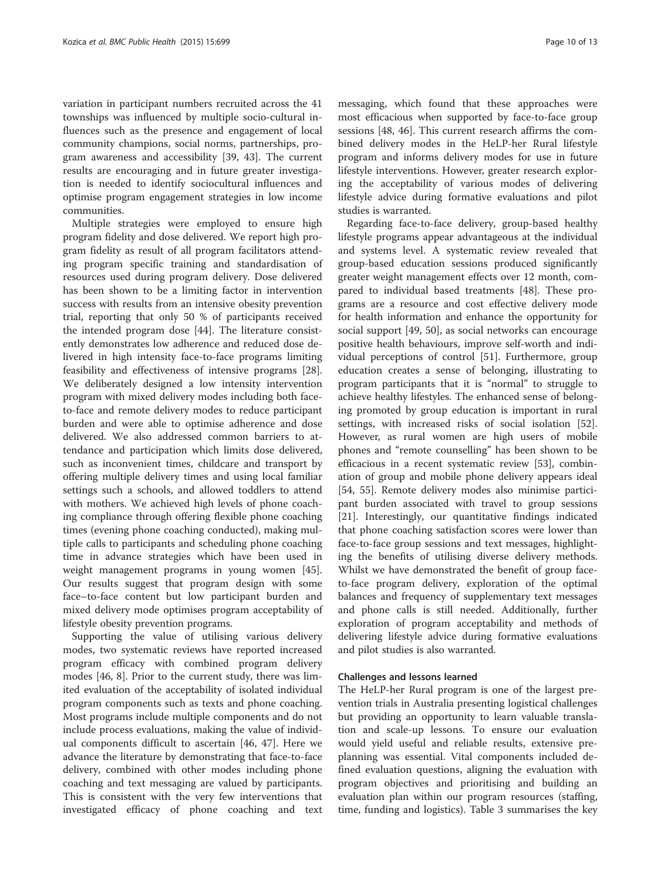variation in participant numbers recruited across the 41 townships was influenced by multiple socio-cultural influences such as the presence and engagement of local community champions, social norms, partnerships, program awareness and accessibility [39, 43]. The current results are encouraging and in future greater investigation is needed to identify sociocultural influences and optimise program engagement strategies in low income communities.

Multiple strategies were employed to ensure high program fidelity and dose delivered. We report high program fidelity as result of all program facilitators attending program specific training and standardisation of resources used during program delivery. Dose delivered has been shown to be a limiting factor in intervention success with results from an intensive obesity prevention trial, reporting that only 50 % of participants received the intended program dose [44]. The literature consistently demonstrates low adherence and reduced dose delivered in high intensity face-to-face programs limiting feasibility and effectiveness of intensive programs [28]. We deliberately designed a low intensity intervention program with mixed delivery modes including both face-to-face and remote delivery modes to reduce participant burden and were able to optimise adherence and dose delivered. We also addressed common barriers to attendance and participation which limits dose delivered, such as inconvenient times, childcare and transport by offering multiple delivery times and using local familiar settings such a schools, and allowed toddlers to attend with mothers. We achieved high levels of phone coaching compliance through offering flexible phone coaching times (evening phone coaching conducted), making multiple calls to participants and scheduling phone coaching time in advance strategies which have been used in weight management programs in young women [45]. Our results suggest that program design with some face–to-face content but low participant burden and mixed delivery mode optimises program acceptability of lifestyle obesity prevention programs.

Supporting the value of utilising various delivery modes, two systematic reviews have reported increased program efficacy with combined program delivery modes [46, 8]. Prior to the current study, there was limited evaluation of the acceptability of isolated individual program components such as texts and phone coaching. Most programs include multiple components and do not include process evaluations, making the value of individual components difficult to ascertain [46, 47]. Here we advance the literature by demonstrating that face-to-face delivery, combined with other modes including phone coaching and text messaging are valued by participants. This is consistent with the very few interventions that investigated efficacy of phone coaching and text messaging, which found that these approaches were most efficacious when supported by face-to-face group sessions [48, 46]. This current research affirms the combined delivery modes in the HeLP-her Rural lifestyle program and informs delivery modes for use in future lifestyle interventions. However, greater research exploring the acceptability of various modes of delivering lifestyle advice during formative evaluations and pilot studies is warranted.

Regarding face-to-face delivery, group-based healthy lifestyle programs appear advantageous at the individual and systems level. A systematic review revealed that group-based education sessions produced significantly greater weight management effects over 12 month, compared to individual based treatments [48]. These programs are a resource and cost effective delivery mode for health information and enhance the opportunity for social support [49, 50], as social networks can encourage positive health behaviours, improve self-worth and individual perceptions of control [51]. Furthermore, group education creates a sense of belonging, illustrating to program participants that it is "normal" to struggle to achieve healthy lifestyles. The enhanced sense of belonging promoted by group education is important in rural settings, with increased risks of social isolation [52]. However, as rural women are high users of mobile phones and "remote counselling" has been shown to be efficacious in a recent systematic review [53], combination of group and mobile phone delivery appears ideal [54, 55]. Remote delivery modes also minimise participant burden associated with travel to group sessions [21]. Interestingly, our quantitative findings indicated that phone coaching satisfaction scores were lower than face-to-face group sessions and text messages, highlighting the benefits of utilising diverse delivery methods. Whilst we have demonstrated the benefit of group face-to-face program delivery, exploration of the optimal balances and frequency of supplementary text messages and phone calls is still needed. Additionally, further exploration of program acceptability and methods of delivering lifestyle advice during formative evaluations and pilot studies is also warranted.

### Challenges and lessons learned

The HeLP-her Rural program is one of the largest prevention trials in Australia presenting logistical challenges but providing an opportunity to learn valuable translation and scale-up lessons. To ensure our evaluation would yield useful and reliable results, extensive pre-planning was essential. Vital components included defined evaluation questions, aligning the evaluation with program objectives and prioritising and building an evaluation plan within our program resources (staffing, time, funding and logistics). Table 3 summarises the key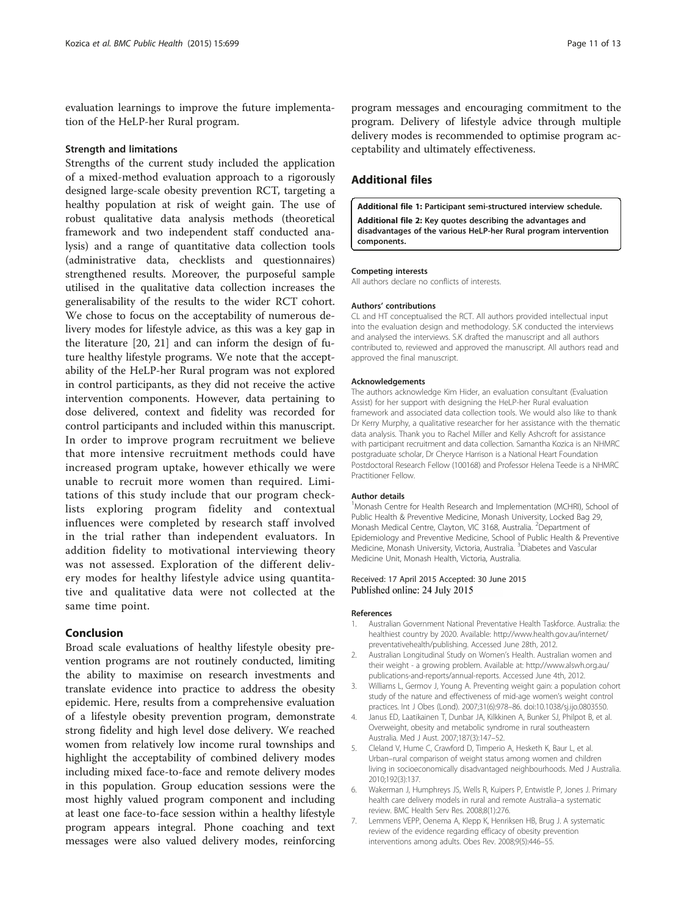evaluation learnings to improve the future implementation of the HeLP-her Rural program.

### Strength and limitations

Strengths of the current study included the application of a mixed-method evaluation approach to a rigorously designed large-scale obesity prevention RCT, targeting a healthy population at risk of weight gain. The use of robust qualitative data analysis methods (theoretical framework and two independent staff conducted analysis) and a range of quantitative data collection tools (administrative data, checklists and questionnaires) strengthened results. Moreover, the purposeful sample utilised in the qualitative data collection increases the generalisability of the results to the wider RCT cohort. We chose to focus on the acceptability of numerous delivery modes for lifestyle advice, as this was a key gap in the literature [20, 21] and can inform the design of future healthy lifestyle programs. We note that the acceptability of the HeLP-her Rural program was not explored in control participants, as they did not receive the active intervention components. However, data pertaining to dose delivered, context and fidelity was recorded for control participants and included within this manuscript. In order to improve program recruitment we believe that more intensive recruitment methods could have increased program uptake, however ethically we were unable to recruit more women than required. Limitations of this study include that our program checklists exploring program fidelity and contextual influences were completed by research staff involved in the trial rather than independent evaluators. In addition fidelity to motivational interviewing theory was not assessed. Exploration of the different delivery modes for healthy lifestyle advice using quantitative and qualitative data were not collected at the same time point.

## Conclusion

Broad scale evaluations of healthy lifestyle obesity prevention programs are not routinely conducted, limiting the ability to maximise on research investments and translate evidence into practice to address the obesity epidemic. Here, results from a comprehensive evaluation of a lifestyle obesity prevention program, demonstrate strong fidelity and high level dose delivery. We reached women from relatively low income rural townships and highlight the acceptability of combined delivery modes including mixed face-to-face and remote delivery modes in this population. Group education sessions were the most highly valued program component and including at least one face-to-face session within a healthy lifestyle program appears integral. Phone coaching and text messages were also valued delivery modes, reinforcing program messages and encouraging commitment to the program. Delivery of lifestyle advice through multiple delivery modes is recommended to optimise program acceptability and ultimately effectiveness.

## Additional files

**Additional file 1: Participant semi-structured interview schedule.**

**Additional file 2: Key quotes describing the advantages and disadvantages of the various HeLP-her Rural program intervention components.**

#### Competing interests

All authors declare no conflicts of interests.

#### Authors' contributions

CL and HT conceptualised the RCT. All authors provided intellectual input into the evaluation design and methodology. S.K conducted the interviews and analysed the interviews. S.K drafted the manuscript and all authors contributed to, reviewed and approved the manuscript. All authors read and approved the final manuscript.

#### Acknowledgements

The authors acknowledge Kim Hider, an evaluation consultant (Evaluation Assist) for her support with designing the HeLP-her Rural evaluation framework and associated data collection tools. We would also like to thank Dr Kerry Murphy, a qualitative researcher for her assistance with the thematic data analysis. Thank you to Rachel Miller and Kelly Ashcroft for assistance with participant recruitment and data collection. Samantha Kozica is an NHMRC postgraduate scholar, Dr Cheryce Harrison is a National Heart Foundation Postdoctoral Research Fellow (100168) and Professor Helena Teede is a NHMRC Practitioner Fellow.

#### Author details

[1]Monash Centre for Health Research and Implementation (MCHRI), School of Public Health & Preventive Medicine, Monash University, Locked Bag 29, Monash Medical Centre, Clayton, VIC 3168, Australia. [2]Department of Epidemiology and Preventive Medicine, School of Public Health & Preventive Medicine, Monash University, Victoria, Australia. [3]Diabetes and Vascular Medicine Unit, Monash Health, Victoria, Australia.

Received: 17 April 2015 Accepted: 30 June 2015
Published online: 24 July 2015

#### References

1. Australian Government National Preventative Health Taskforce. Australia: the healthiest country by 2020. Available: http://www.health.gov.au/internet/preventativehealth/publishing. Accessed June 28th, 2012.
2. Australian Longitudinal Study on Women's Health. Australian women and their weight - a growing problem. Available at: http://www.alswh.org.au/publications-and-reports/annual-reports. Accessed June 4th, 2012.
3. Williams L, Germov J, Young A. Preventing weight gain: a population cohort study of the nature and effectiveness of mid-age women's weight control practices. Int J Obes (Lond). 2007;31(6):978–86. doi:10.1038/sj.ijo.0803550.
4. Janus ED, Laatikainen T, Dunbar JA, Kilkkinen A, Bunker SJ, Philpot B, et al. Overweight, obesity and metabolic syndrome in rural southeastern Australia. Med J Aust. 2007;187(3):147–52.
5. Cleland V, Hume C, Crawford D, Timperio A, Hesketh K, Baur L, et al. Urban–rural comparison of weight status among women and children living in socioeconomically disadvantaged neighbourhoods. Med J Australia. 2010;192(3):137.
6. Wakerman J, Humphreys JS, Wells R, Kuipers P, Entwistle P, Jones J. Primary health care delivery models in rural and remote Australia–a systematic review. BMC Health Serv Res. 2008;8(1):276.
7. Lemmens VEPP, Oenema A, Klepp K, Henriksen HB, Brug J. A systematic review of the evidence regarding efficacy of obesity prevention interventions among adults. Obes Rev. 2008;9(5):446–55.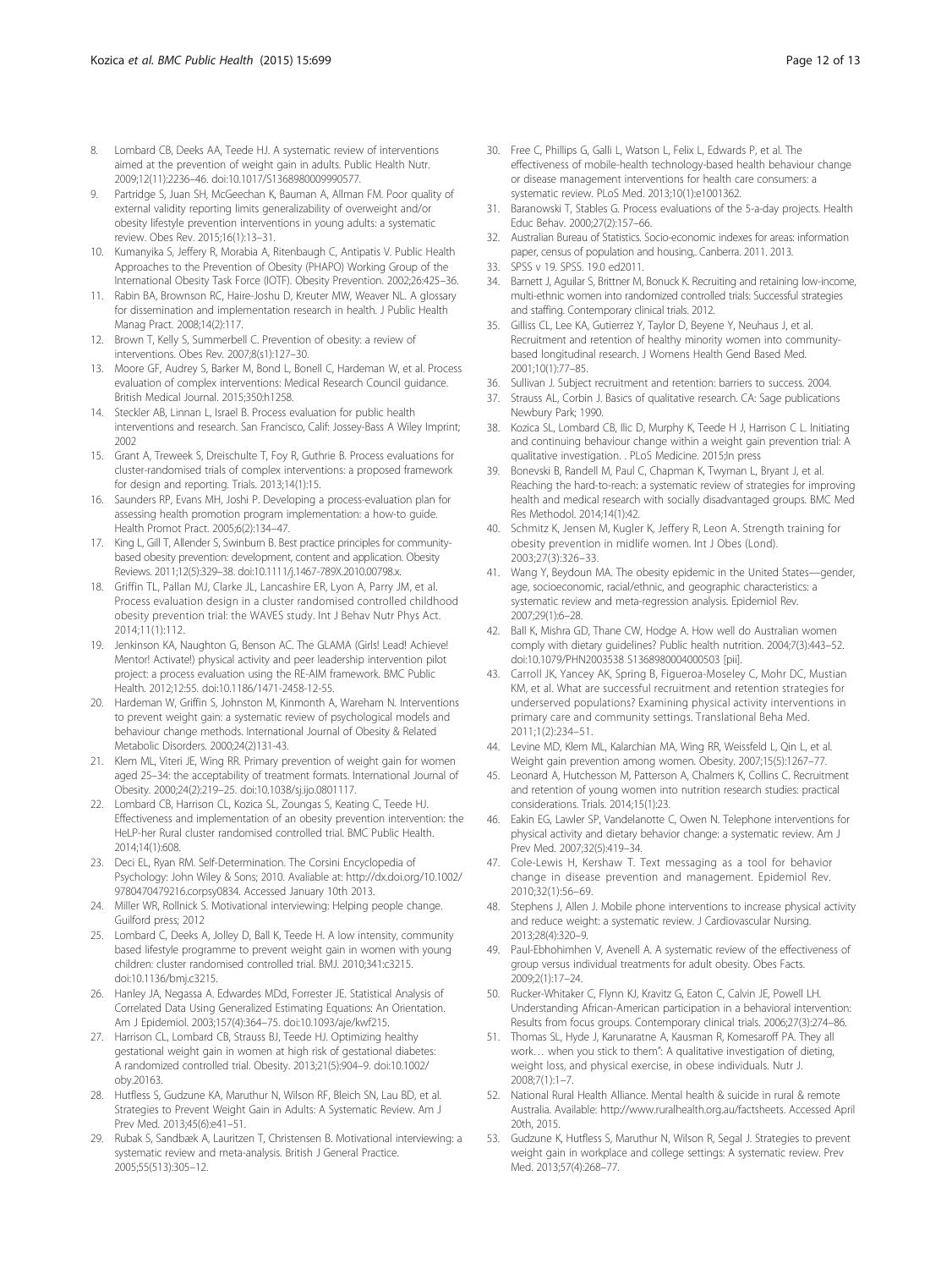8. Lombard CB, Deeks AA, Teede HJ. A systematic review of interventions aimed at the prevention of weight gain in adults. Public Health Nutr. 2009;12(11):2236–46. doi:10.1017/S1368980009990577.
9. Partridge S, Juan SH, McGeechan K, Bauman A, Allman FM. Poor quality of external validity reporting limits generalizability of overweight and/or obesity lifestyle prevention interventions in young adults: a systematic review. Obes Rev. 2015;16(1):13–31.
10. Kumanyika S, Jeffery R, Morabia A, Ritenbaugh C, Antipatis V. Public Health Approaches to the Prevention of Obesity (PHAPO) Working Group of the International Obesity Task Force (IOTF). Obesity Prevention. 2002;26:425–36.
11. Rabin BA, Brownson RC, Haire-Joshu D, Kreuter MW, Weaver NL. A glossary for dissemination and implementation research in health. J Public Health Manag Pract. 2008;14(2):117.
12. Brown T, Kelly S, Summerbell C. Prevention of obesity: a review of interventions. Obes Rev. 2007;8(s1):127–30.
13. Moore GF, Audrey S, Barker M, Bond L, Bonell C, Hardeman W, et al. Process evaluation of complex interventions: Medical Research Council guidance. British Medical Journal. 2015;350:h1258.
14. Steckler AB, Linnan L, Israel B. Process evaluation for public health interventions and research. San Francisco, Calif: Jossey-Bass A Wiley Imprint; 2002
15. Grant A, Treweek S, Dreischulte T, Foy R, Guthrie B. Process evaluations for cluster-randomised trials of complex interventions: a proposed framework for design and reporting. Trials. 2013;14(1):15.
16. Saunders RP, Evans MH, Joshi P. Developing a process-evaluation plan for assessing health promotion program implementation: a how-to guide. Health Promot Pract. 2005;6(2):134–47.
17. King L, Gill T, Allender S, Swinburn B. Best practice principles for community-based obesity prevention: development, content and application. Obesity Reviews. 2011;12(5):329–38. doi:10.1111/j.1467-789X.2010.00798.x.
18. Griffin TL, Pallan MJ, Clarke JL, Lancashire ER, Lyon A, Parry JM, et al. Process evaluation design in a cluster randomised controlled childhood obesity prevention trial: the WAVES study. Int J Behav Nutr Phys Act. 2014;11(1):112.
19. Jenkinson KA, Naughton G, Benson AC. The GLAMA (Girls! Lead! Achieve! Mentor! Activate!) physical activity and peer leadership intervention pilot project: a process evaluation using the RE-AIM framework. BMC Public Health. 2012;12:55. doi:10.1186/1471-2458-12-55.
20. Hardeman W, Griffin S, Johnston M, Kinmonth A, Wareham N. Interventions to prevent weight gain: a systematic review of psychological models and behaviour change methods. International Journal of Obesity & Related Metabolic Disorders. 2000;24(2)131-43.
21. Klem ML, Viteri JE, Wing RR. Primary prevention of weight gain for women aged 25–34: the acceptability of treatment formats. International Journal of Obesity. 2000;24(2):219–25. doi:10.1038/sj.ijo.0801117.
22. Lombard CB, Harrison CL, Kozica SL, Zoungas S, Keating C, Teede HJ. Effectiveness and implementation of an obesity prevention intervention: the HeLP-her Rural cluster randomised controlled trial. BMC Public Health. 2014;14(1):608.
23. Deci EL, Ryan RM. Self-Determination. The Corsini Encyclopedia of Psychology: John Wiley & Sons; 2010. Avaliable at: http://dx.doi.org/10.1002/9780470479216.corpsy0834. Accessed January 10th 2013.
24. Miller WR, Rollnick S. Motivational interviewing: Helping people change. Guilford press; 2012
25. Lombard C, Deeks A, Jolley D, Ball K, Teede H. A low intensity, community based lifestyle programme to prevent weight gain in women with young children: cluster randomised controlled trial. BMJ. 2010;341:c3215. doi:10.1136/bmj.c3215.
26. Hanley JA, Negassa A. Edwardes MDd, Forrester JE. Statistical Analysis of Correlated Data Using Generalized Estimating Equations: An Orientation. Am J Epidemiol. 2003;157(4):364–75. doi:10.1093/aje/kwf215.
27. Harrison CL, Lombard CB, Strauss BJ, Teede HJ. Optimizing healthy gestational weight gain in women at high risk of gestational diabetes: A randomized controlled trial. Obesity. 2013;21(5):904–9. doi:10.1002/oby.20163.
28. Hutfless S, Gudzune KA, Maruthur N, Wilson RF, Bleich SN, Lau BD, et al. Strategies to Prevent Weight Gain in Adults: A Systematic Review. Am J Prev Med. 2013;45(6):e41–51.
29. Rubak S, Sandbæk A, Lauritzen T, Christensen B. Motivational interviewing: a systematic review and meta-analysis. British J General Practice. 2005;55(513):305–12.
30. Free C, Phillips G, Galli L, Watson L, Felix L, Edwards P, et al. The effectiveness of mobile-health technology-based health behaviour change or disease management interventions for health care consumers: a systematic review. PLoS Med. 2013;10(1):e1001362.
31. Baranowski T, Stables G. Process evaluations of the 5-a-day projects. Health Educ Behav. 2000;27(2):157–66.
32. Australian Bureau of Statistics. Socio-economic indexes for areas: information paper, census of population and housing,. Canberra. 2011. 2013.
33. SPSS v 19. SPSS. 19.0 ed2011.
34. Barnett J, Aguilar S, Brittner M, Bonuck K. Recruiting and retaining low-income, multi-ethnic women into randomized controlled trials: Successful strategies and staffing. Contemporary clinical trials. 2012.
35. Gilliss CL, Lee KA, Gutierrez Y, Taylor D, Beyene Y, Neuhaus J, et al. Recruitment and retention of healthy minority women into community-based longitudinal research. J Womens Health Gend Based Med. 2001;10(1):77–85.
36. Sullivan J. Subject recruitment and retention: barriers to success. 2004.
37. Strauss AL, Corbin J. Basics of qualitative research. CA: Sage publications Newbury Park; 1990.
38. Kozica SL, Lombard CB, Ilic D, Murphy K, Teede H J, Harrison C L. Initiating and continuing behaviour change within a weight gain prevention trial: A qualitative investigation. . PLoS Medicine. 2015;In press
39. Bonevski B, Randell M, Paul C, Chapman K, Twyman L, Bryant J, et al. Reaching the hard-to-reach: a systematic review of strategies for improving health and medical research with socially disadvantaged groups. BMC Med Res Methodol. 2014;14(1):42.
40. Schmitz K, Jensen M, Kugler K, Jeffery R, Leon A. Strength training for obesity prevention in midlife women. Int J Obes (Lond). 2003;27(3):326–33.
41. Wang Y, Beydoun MA. The obesity epidemic in the United States—gender, age, socioeconomic, racial/ethnic, and geographic characteristics: a systematic review and meta-regression analysis. Epidemiol Rev. 2007;29(1):6–28.
42. Ball K, Mishra GD, Thane CW, Hodge A. How well do Australian women comply with dietary guidelines? Public health nutrition. 2004;7(3):443–52. doi:10.1079/PHN2003538 S1368980004000503 [pii].
43. Carroll JK, Yancey AK, Spring B, Figueroa-Moseley C, Mohr DC, Mustian KM, et al. What are successful recruitment and retention strategies for underserved populations? Examining physical activity interventions in primary care and community settings. Translational Beha Med. 2011;1(2):234–51.
44. Levine MD, Klem ML, Kalarchian MA, Wing RR, Weissfeld L, Qin L, et al. Weight gain prevention among women. Obesity. 2007;15(5):1267–77.
45. Leonard A, Hutchesson M, Patterson A, Chalmers K, Collins C. Recruitment and retention of young women into nutrition research studies: practical considerations. Trials. 2014;15(1):23.
46. Eakin EG, Lawler SP, Vandelanotte C, Owen N. Telephone interventions for physical activity and dietary behavior change: a systematic review. Am J Prev Med. 2007;32(5):419–34.
47. Cole-Lewis H, Kershaw T. Text messaging as a tool for behavior change in disease prevention and management. Epidemiol Rev. 2010;32(1):56–69.
48. Stephens J, Allen J. Mobile phone interventions to increase physical activity and reduce weight: a systematic review. J Cardiovascular Nursing. 2013;28(4):320–9.
49. Paul-Ebhohimhen V, Avenell A. A systematic review of the effectiveness of group versus individual treatments for adult obesity. Obes Facts. 2009;2(1):17–24.
50. Rucker-Whitaker C, Flynn KJ, Kravitz G, Eaton C, Calvin JE, Powell LH. Understanding African-American participation in a behavioral intervention: Results from focus groups. Contemporary clinical trials. 2006;27(3):274–86.
51. Thomas SL, Hyde J, Karunaratne A, Kausman R, Komesaroff PA. They all work… when you stick to them": A qualitative investigation of dieting, weight loss, and physical exercise, in obese individuals. Nutr J. 2008;7(1):1–7.
52. National Rural Health Alliance. Mental health & suicide in rural & remote Australia. Available: http://www.ruralhealth.org.au/factsheets. Accessed April 20th, 2015.
53. Gudzune K, Hutfless S, Maruthur N, Wilson R, Segal J. Strategies to prevent weight gain in workplace and college settings: A systematic review. Prev Med. 2013;57(4):268–77.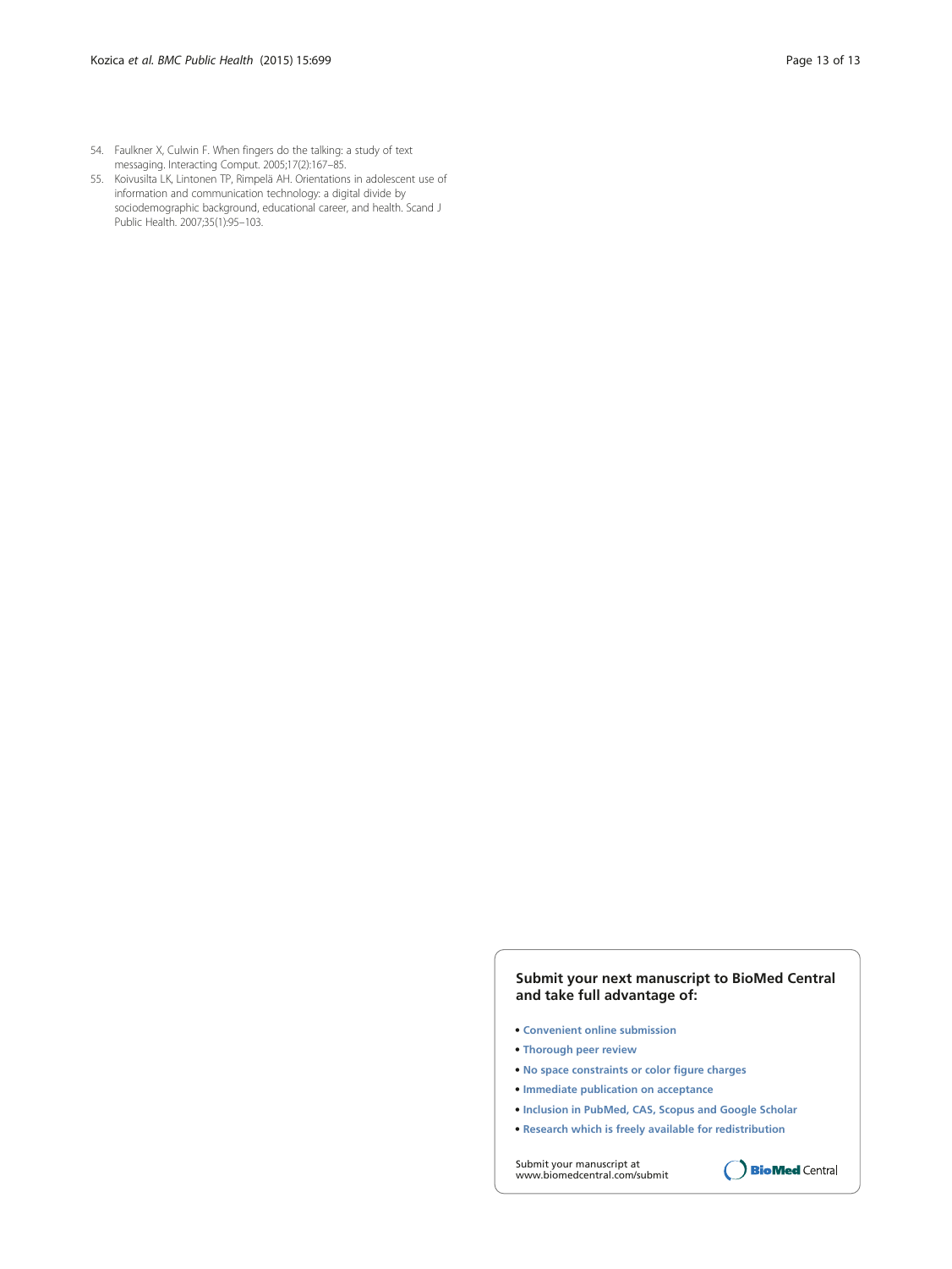54. Faulkner X, Culwin F. When fingers do the talking: a study of text messaging. Interacting Comput. 2005;17(2):167–85.
55. Koivusilta LK, Lintonen TP, Rimpelä AH. Orientations in adolescent use of information and communication technology: a digital divide by sociodemographic background, educational career, and health. Scand J Public Health. 2007;35(1):95–103.

**Submit your next manuscript to BioMed Central and take full advantage of:**

- **Convenient online submission**
- **Thorough peer review**
- **No space constraints or color figure charges**
- **Immediate publication on acceptance**
- **Inclusion in PubMed, CAS, Scopus and Google Scholar**
- **Research which is freely available for redistribution**

Submit your manuscript at
www.biomedcentral.com/submit

BioMed Central